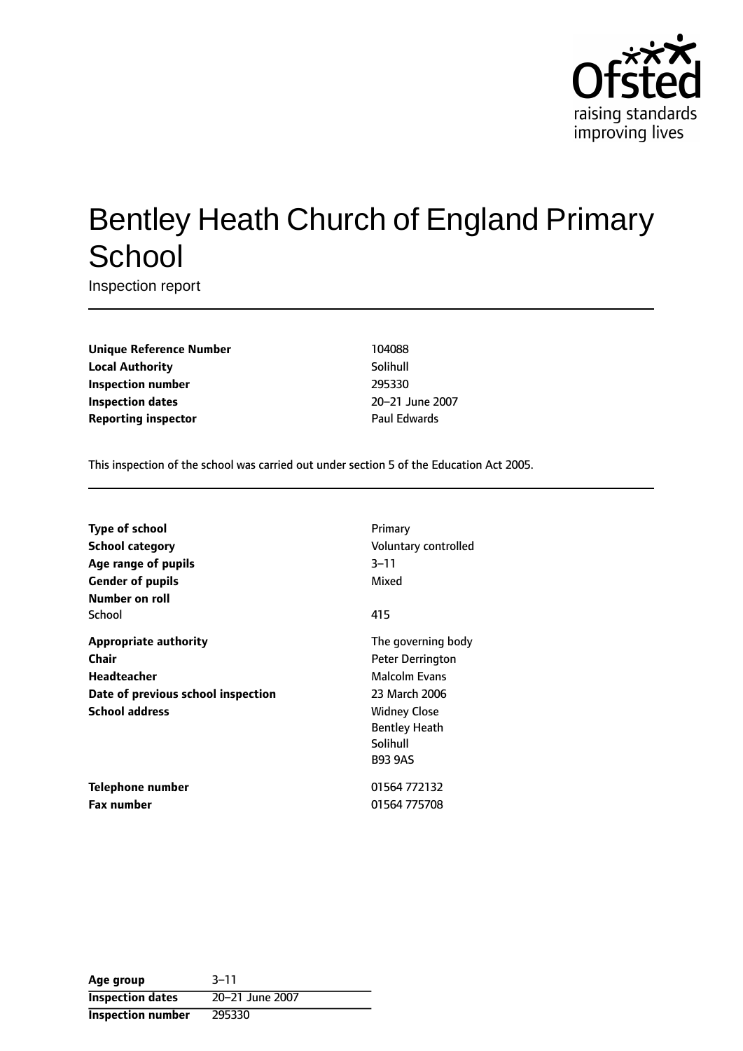# Bentley Heath Church of England Primary School

Inspection report

| | |
|---|---|
| **Unique Reference Number** | 104088 |
| **Local Authority** | Solihull |
| **Inspection number** | 295330 |
| **Inspection dates** | 20–21 June 2007 |
| **Reporting inspector** | Paul Edwards |

This inspection of the school was carried out under section 5 of the Education Act 2005.

| | |
|---|---|
| **Type of school** | Primary |
| **School category** | Voluntary controlled |
| **Age range of pupils** | 3–11 |
| **Gender of pupils** | Mixed |
| **Number on roll** | |
| School | 415 |
| **Appropriate authority** | The governing body |
| **Chair** | Peter Derrington |
| **Headteacher** | Malcolm Evans |
| **Date of previous school inspection** | 23 March 2006 |
| **School address** | Widney Close<br>Bentley Heath<br>Solihull<br>B93 9AS |
| **Telephone number** | 01564 772132 |
| **Fax number** | 01564 775708 |

| | |
|---|---|
| **Age group** | 3–11 |
| **Inspection dates** | 20–21 June 2007 |
| **Inspection number** | 295330 |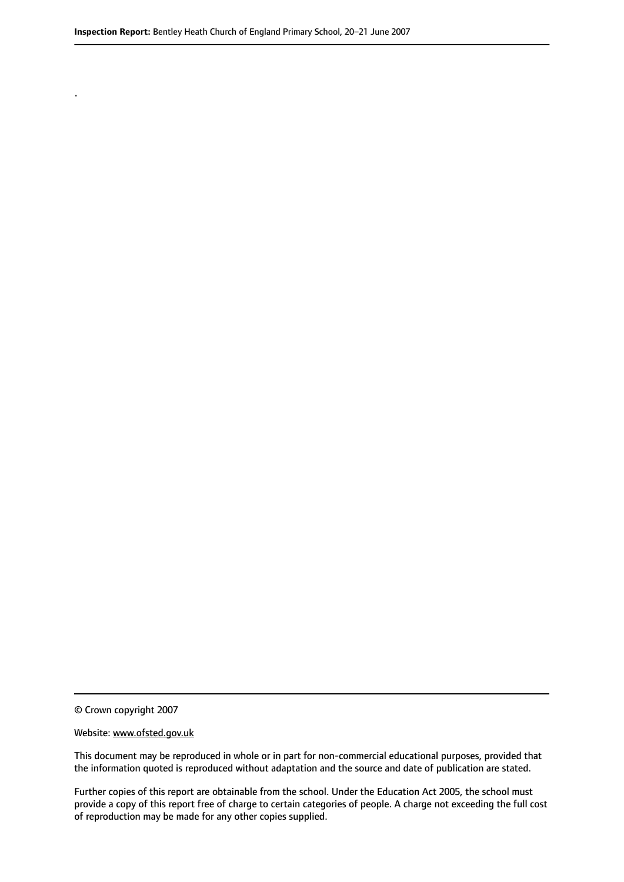.

© Crown copyright 2007

Website: www.ofsted.gov.uk

This document may be reproduced in whole or in part for non-commercial educational purposes, provided that the information quoted is reproduced without adaptation and the source and date of publication are stated.

Further copies of this report are obtainable from the school. Under the Education Act 2005, the school must provide a copy of this report free of charge to certain categories of people. A charge not exceeding the full cost of reproduction may be made for any other copies supplied.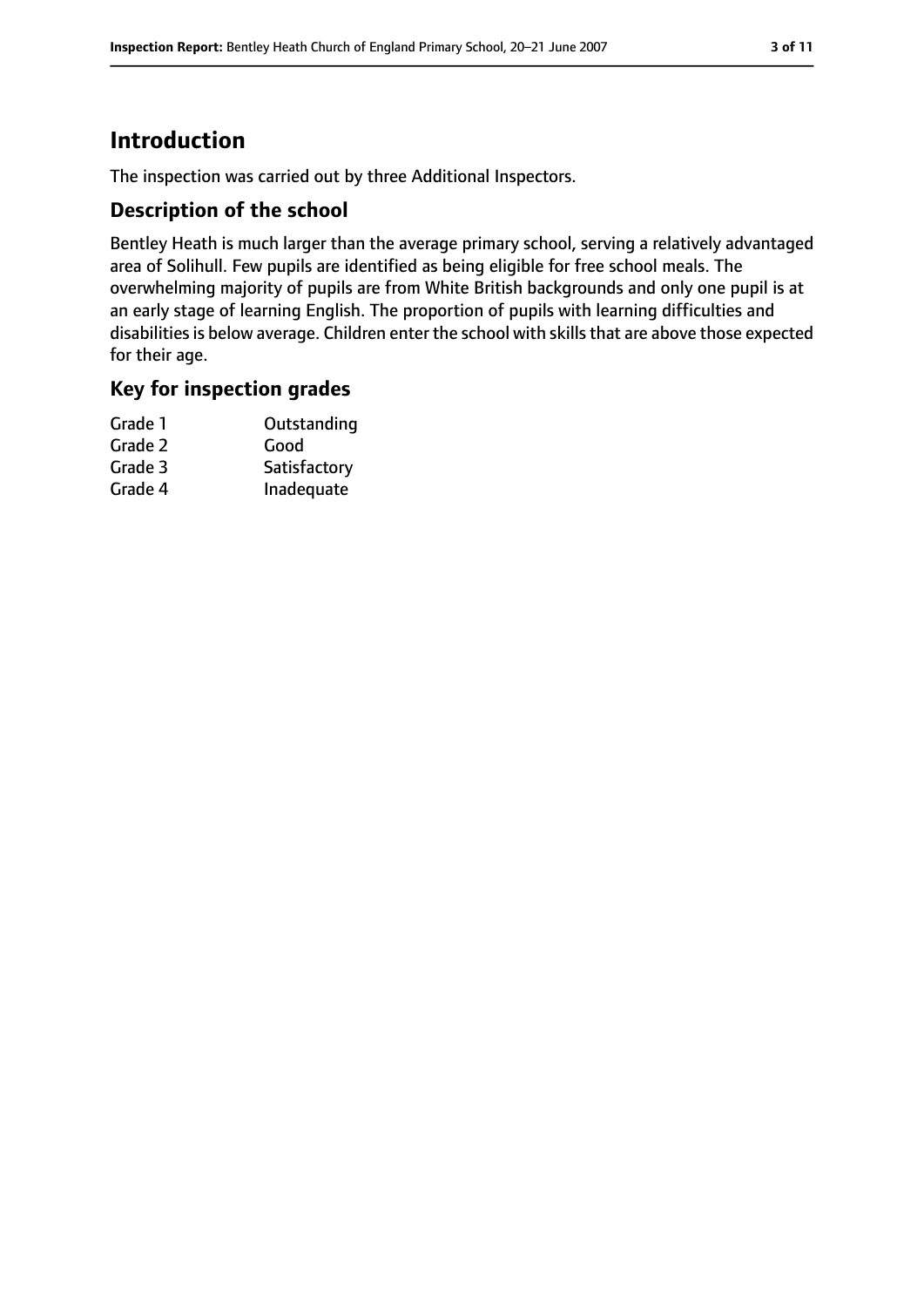# Introduction

The inspection was carried out by three Additional Inspectors.

## Description of the school

Bentley Heath is much larger than the average primary school, serving a relatively advantaged area of Solihull. Few pupils are identified as being eligible for free school meals. The overwhelming majority of pupils are from White British backgrounds and only one pupil is at an early stage of learning English. The proportion of pupils with learning difficulties and disabilities is below average. Children enter the school with skills that are above those expected for their age.

## Key for inspection grades

| | |
|---|---|
| Grade 1 | Outstanding |
| Grade 2 | Good |
| Grade 3 | Satisfactory |
| Grade 4 | Inadequate |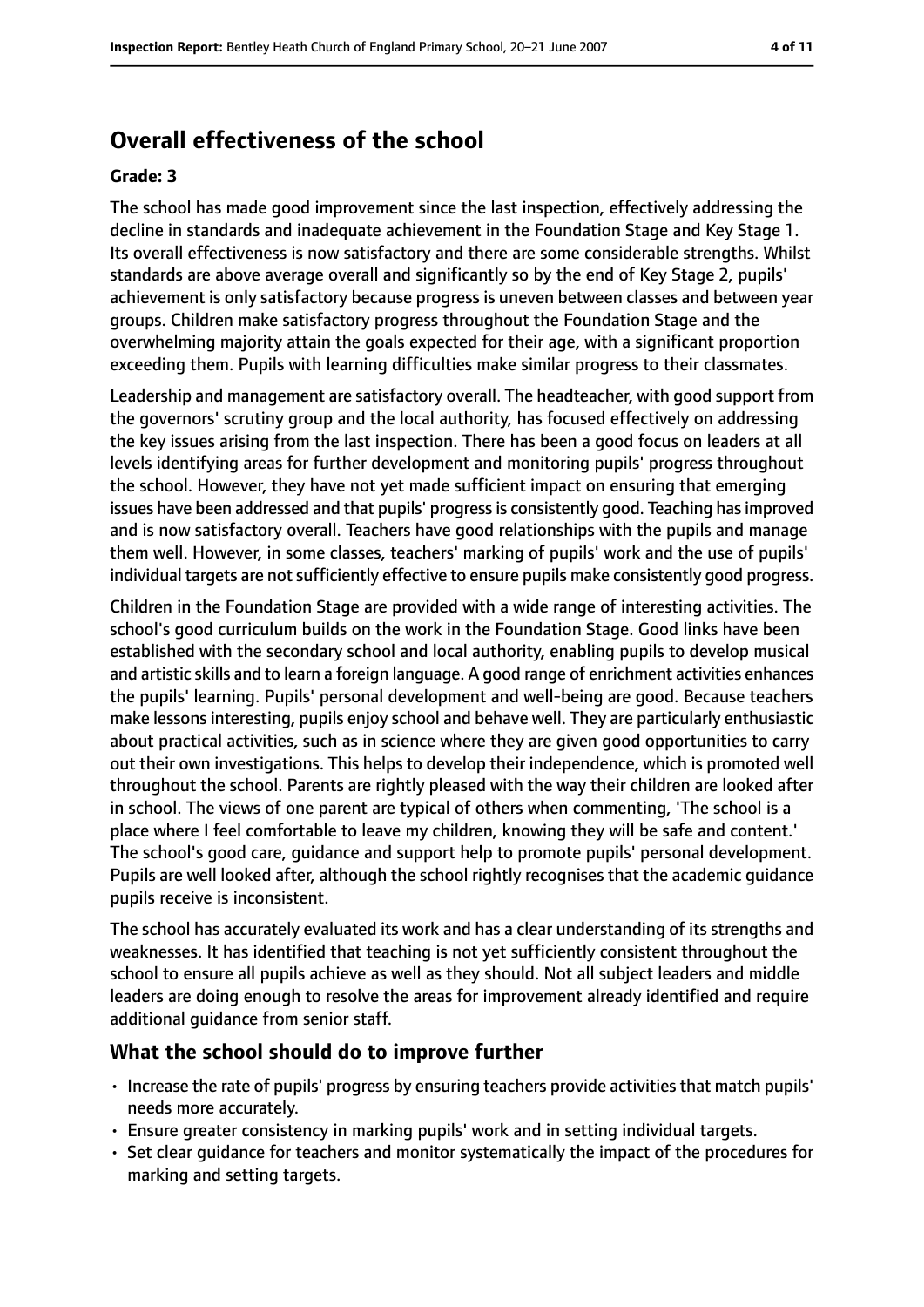## Overall effectiveness of the school

**Grade: 3**

The school has made good improvement since the last inspection, effectively addressing the decline in standards and inadequate achievement in the Foundation Stage and Key Stage 1. Its overall effectiveness is now satisfactory and there are some considerable strengths. Whilst standards are above average overall and significantly so by the end of Key Stage 2, pupils' achievement is only satisfactory because progress is uneven between classes and between year groups. Children make satisfactory progress throughout the Foundation Stage and the overwhelming majority attain the goals expected for their age, with a significant proportion exceeding them. Pupils with learning difficulties make similar progress to their classmates.

Leadership and management are satisfactory overall. The headteacher, with good support from the governors' scrutiny group and the local authority, has focused effectively on addressing the key issues arising from the last inspection. There has been a good focus on leaders at all levels identifying areas for further development and monitoring pupils' progress throughout the school. However, they have not yet made sufficient impact on ensuring that emerging issues have been addressed and that pupils' progress is consistently good. Teaching has improved and is now satisfactory overall. Teachers have good relationships with the pupils and manage them well. However, in some classes, teachers' marking of pupils' work and the use of pupils' individual targets are not sufficiently effective to ensure pupils make consistently good progress.

Children in the Foundation Stage are provided with a wide range of interesting activities. The school's good curriculum builds on the work in the Foundation Stage. Good links have been established with the secondary school and local authority, enabling pupils to develop musical and artistic skills and to learn a foreign language. A good range of enrichment activities enhances the pupils' learning. Pupils' personal development and well-being are good. Because teachers make lessons interesting, pupils enjoy school and behave well. They are particularly enthusiastic about practical activities, such as in science where they are given good opportunities to carry out their own investigations. This helps to develop their independence, which is promoted well throughout the school. Parents are rightly pleased with the way their children are looked after in school. The views of one parent are typical of others when commenting, 'The school is a place where I feel comfortable to leave my children, knowing they will be safe and content.' The school's good care, guidance and support help to promote pupils' personal development. Pupils are well looked after, although the school rightly recognises that the academic guidance pupils receive is inconsistent.

The school has accurately evaluated its work and has a clear understanding of its strengths and weaknesses. It has identified that teaching is not yet sufficiently consistent throughout the school to ensure all pupils achieve as well as they should. Not all subject leaders and middle leaders are doing enough to resolve the areas for improvement already identified and require additional guidance from senior staff.

### What the school should do to improve further

- Increase the rate of pupils' progress by ensuring teachers provide activities that match pupils' needs more accurately.
- Ensure greater consistency in marking pupils' work and in setting individual targets.
- Set clear guidance for teachers and monitor systematically the impact of the procedures for marking and setting targets.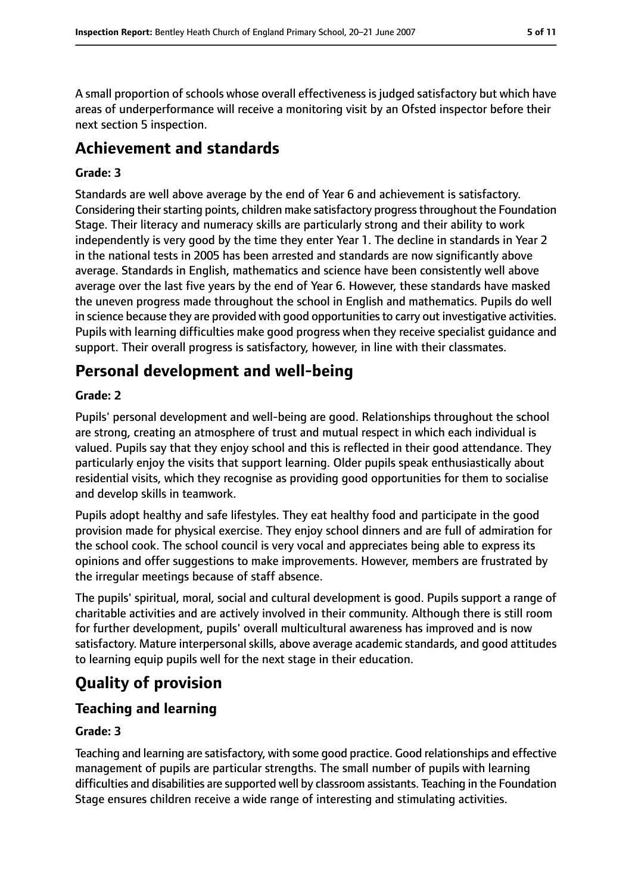A small proportion of schools whose overall effectiveness is judged satisfactory but which have areas of underperformance will receive a monitoring visit by an Ofsted inspector before their next section 5 inspection.

## Achievement and standards

**Grade: 3**

Standards are well above average by the end of Year 6 and achievement is satisfactory. Considering their starting points, children make satisfactory progress throughout the Foundation Stage. Their literacy and numeracy skills are particularly strong and their ability to work independently is very good by the time they enter Year 1. The decline in standards in Year 2 in the national tests in 2005 has been arrested and standards are now significantly above average. Standards in English, mathematics and science have been consistently well above average over the last five years by the end of Year 6. However, these standards have masked the uneven progress made throughout the school in English and mathematics. Pupils do well in science because they are provided with good opportunities to carry out investigative activities. Pupils with learning difficulties make good progress when they receive specialist guidance and support. Their overall progress is satisfactory, however, in line with their classmates.

## Personal development and well-being

**Grade: 2**

Pupils' personal development and well-being are good. Relationships throughout the school are strong, creating an atmosphere of trust and mutual respect in which each individual is valued. Pupils say that they enjoy school and this is reflected in their good attendance. They particularly enjoy the visits that support learning. Older pupils speak enthusiastically about residential visits, which they recognise as providing good opportunities for them to socialise and develop skills in teamwork.

Pupils adopt healthy and safe lifestyles. They eat healthy food and participate in the good provision made for physical exercise. They enjoy school dinners and are full of admiration for the school cook. The school council is very vocal and appreciates being able to express its opinions and offer suggestions to make improvements. However, members are frustrated by the irregular meetings because of staff absence.

The pupils' spiritual, moral, social and cultural development is good. Pupils support a range of charitable activities and are actively involved in their community. Although there is still room for further development, pupils' overall multicultural awareness has improved and is now satisfactory. Mature interpersonal skills, above average academic standards, and good attitudes to learning equip pupils well for the next stage in their education.

# Quality of provision

## Teaching and learning

**Grade: 3**

Teaching and learning are satisfactory, with some good practice. Good relationships and effective management of pupils are particular strengths. The small number of pupils with learning difficulties and disabilities are supported well by classroom assistants. Teaching in the Foundation Stage ensures children receive a wide range of interesting and stimulating activities.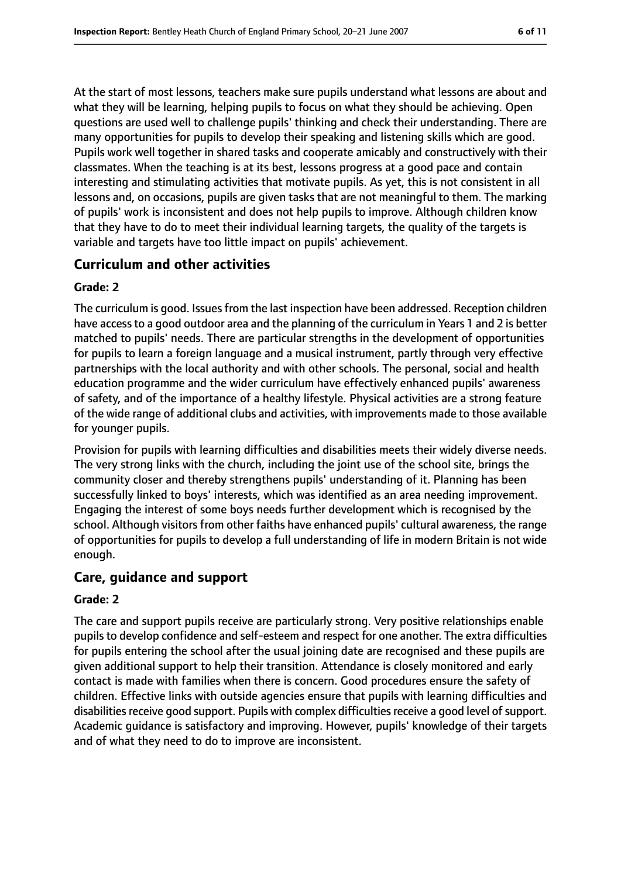At the start of most lessons, teachers make sure pupils understand what lessons are about and what they will be learning, helping pupils to focus on what they should be achieving. Open questions are used well to challenge pupils' thinking and check their understanding. There are many opportunities for pupils to develop their speaking and listening skills which are good. Pupils work well together in shared tasks and cooperate amicably and constructively with their classmates. When the teaching is at its best, lessons progress at a good pace and contain interesting and stimulating activities that motivate pupils. As yet, this is not consistent in all lessons and, on occasions, pupils are given tasks that are not meaningful to them. The marking of pupils' work is inconsistent and does not help pupils to improve. Although children know that they have to do to meet their individual learning targets, the quality of the targets is variable and targets have too little impact on pupils' achievement.

## Curriculum and other activities

**Grade: 2**

The curriculum is good. Issues from the last inspection have been addressed. Reception children have access to a good outdoor area and the planning of the curriculum in Years 1 and 2 is better matched to pupils' needs. There are particular strengths in the development of opportunities for pupils to learn a foreign language and a musical instrument, partly through very effective partnerships with the local authority and with other schools. The personal, social and health education programme and the wider curriculum have effectively enhanced pupils' awareness of safety, and of the importance of a healthy lifestyle. Physical activities are a strong feature of the wide range of additional clubs and activities, with improvements made to those available for younger pupils.

Provision for pupils with learning difficulties and disabilities meets their widely diverse needs. The very strong links with the church, including the joint use of the school site, brings the community closer and thereby strengthens pupils' understanding of it. Planning has been successfully linked to boys' interests, which was identified as an area needing improvement. Engaging the interest of some boys needs further development which is recognised by the school. Although visitors from other faiths have enhanced pupils' cultural awareness, the range of opportunities for pupils to develop a full understanding of life in modern Britain is not wide enough.

## Care, guidance and support

**Grade: 2**

The care and support pupils receive are particularly strong. Very positive relationships enable pupils to develop confidence and self-esteem and respect for one another. The extra difficulties for pupils entering the school after the usual joining date are recognised and these pupils are given additional support to help their transition. Attendance is closely monitored and early contact is made with families when there is concern. Good procedures ensure the safety of children. Effective links with outside agencies ensure that pupils with learning difficulties and disabilities receive good support. Pupils with complex difficulties receive a good level of support. Academic guidance is satisfactory and improving. However, pupils' knowledge of their targets and of what they need to do to improve are inconsistent.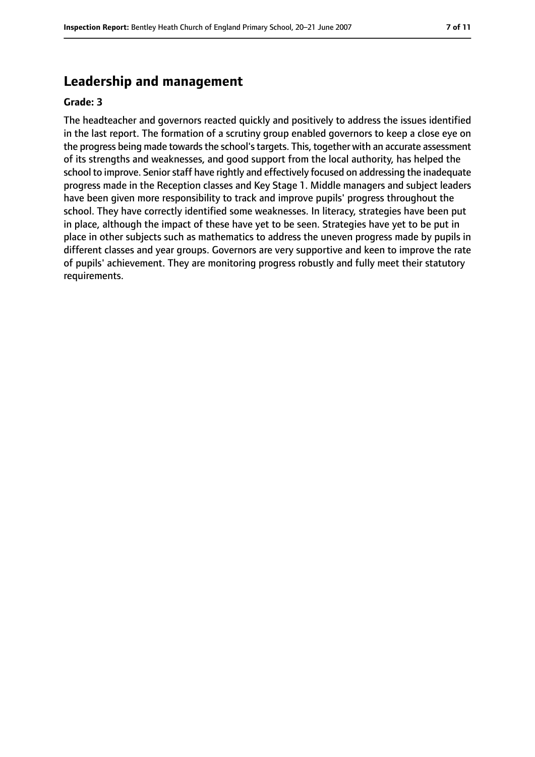## Leadership and management

**Grade: 3**

The headteacher and governors reacted quickly and positively to address the issues identified in the last report. The formation of a scrutiny group enabled governors to keep a close eye on the progress being made towards the school's targets. This, together with an accurate assessment of its strengths and weaknesses, and good support from the local authority, has helped the school to improve. Senior staff have rightly and effectively focused on addressing the inadequate progress made in the Reception classes and Key Stage 1. Middle managers and subject leaders have been given more responsibility to track and improve pupils' progress throughout the school. They have correctly identified some weaknesses. In literacy, strategies have been put in place, although the impact of these have yet to be seen. Strategies have yet to be put in place in other subjects such as mathematics to address the uneven progress made by pupils in different classes and year groups. Governors are very supportive and keen to improve the rate of pupils' achievement. They are monitoring progress robustly and fully meet their statutory requirements.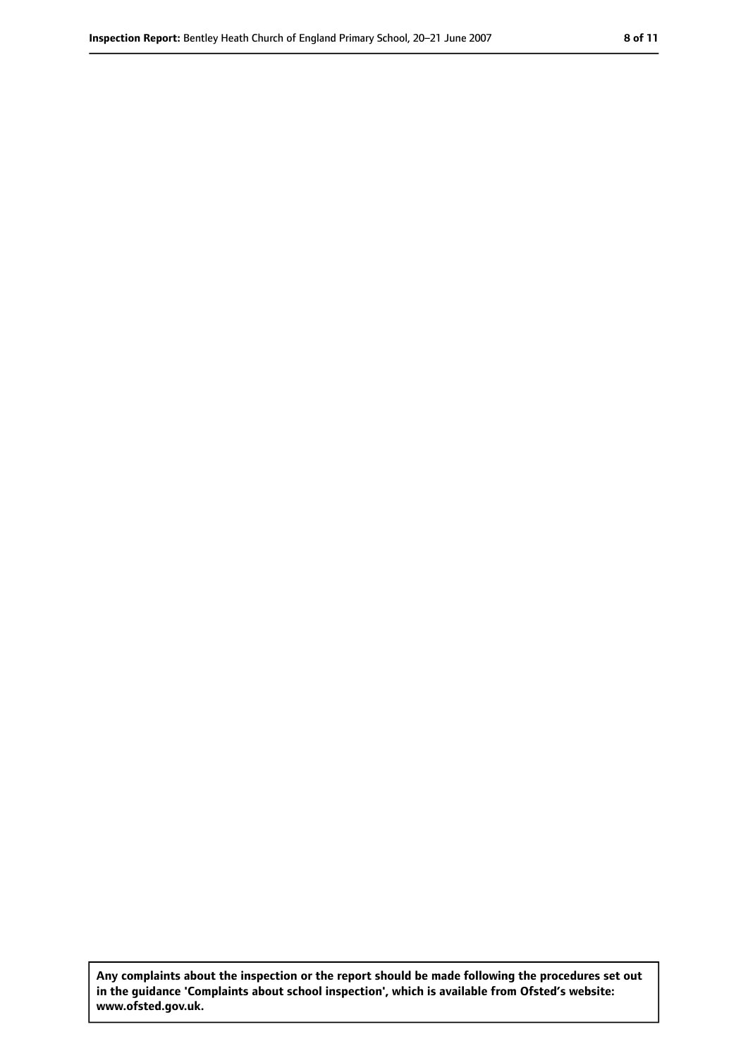**Any complaints about the inspection or the report should be made following the procedures set out in the guidance 'Complaints about school inspection', which is available from Ofsted's website: www.ofsted.gov.uk.**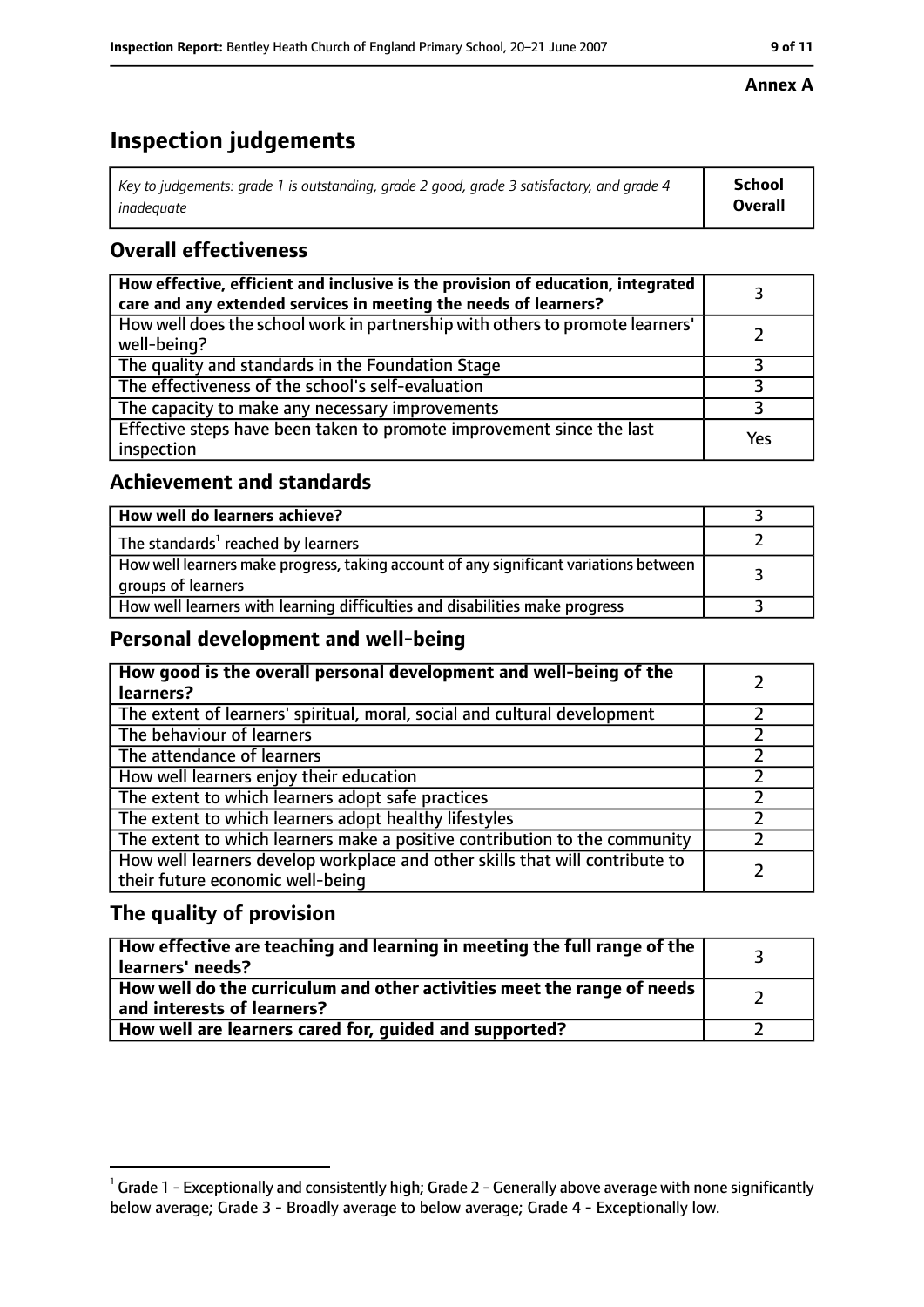**Annex A**

# Inspection judgements

| *Key to judgements: grade 1 is outstanding, grade 2 good, grade 3 satisfactory, and grade 4 inadequate* | **School Overall** |
| --- | --- |

## Overall effectiveness

| | |
| --- | --- |
| **How effective, efficient and inclusive is the provision of education, integrated care and any extended services in meeting the needs of learners?** | 3 |
| How well does the school work in partnership with others to promote learners' well-being? | 2 |
| The quality and standards in the Foundation Stage | 3 |
| The effectiveness of the school's self-evaluation | 3 |
| The capacity to make any necessary improvements | 3 |
| Effective steps have been taken to promote improvement since the last inspection | Yes |

## Achievement and standards

| | |
| --- | --- |
| **How well do learners achieve?** | 3 |
| The standards[1] reached by learners | 2 |
| How well learners make progress, taking account of any significant variations between groups of learners | 3 |
| How well learners with learning difficulties and disabilities make progress | 3 |

## Personal development and well-being

| | |
| --- | --- |
| **How good is the overall personal development and well-being of the learners?** | 2 |
| The extent of learners' spiritual, moral, social and cultural development | 2 |
| The behaviour of learners | 2 |
| The attendance of learners | 2 |
| How well learners enjoy their education | 2 |
| The extent to which learners adopt safe practices | 2 |
| The extent to which learners adopt healthy lifestyles | 2 |
| The extent to which learners make a positive contribution to the community | 2 |
| How well learners develop workplace and other skills that will contribute to their future economic well-being | 2 |

## The quality of provision

| | |
| --- | --- |
| **How effective are teaching and learning in meeting the full range of the learners' needs?** | 3 |
| **How well do the curriculum and other activities meet the range of needs and interests of learners?** | 2 |
| **How well are learners cared for, guided and supported?** | 2 |

[1] Grade 1 - Exceptionally and consistently high; Grade 2 - Generally above average with none significantly below average; Grade 3 - Broadly average to below average; Grade 4 - Exceptionally low.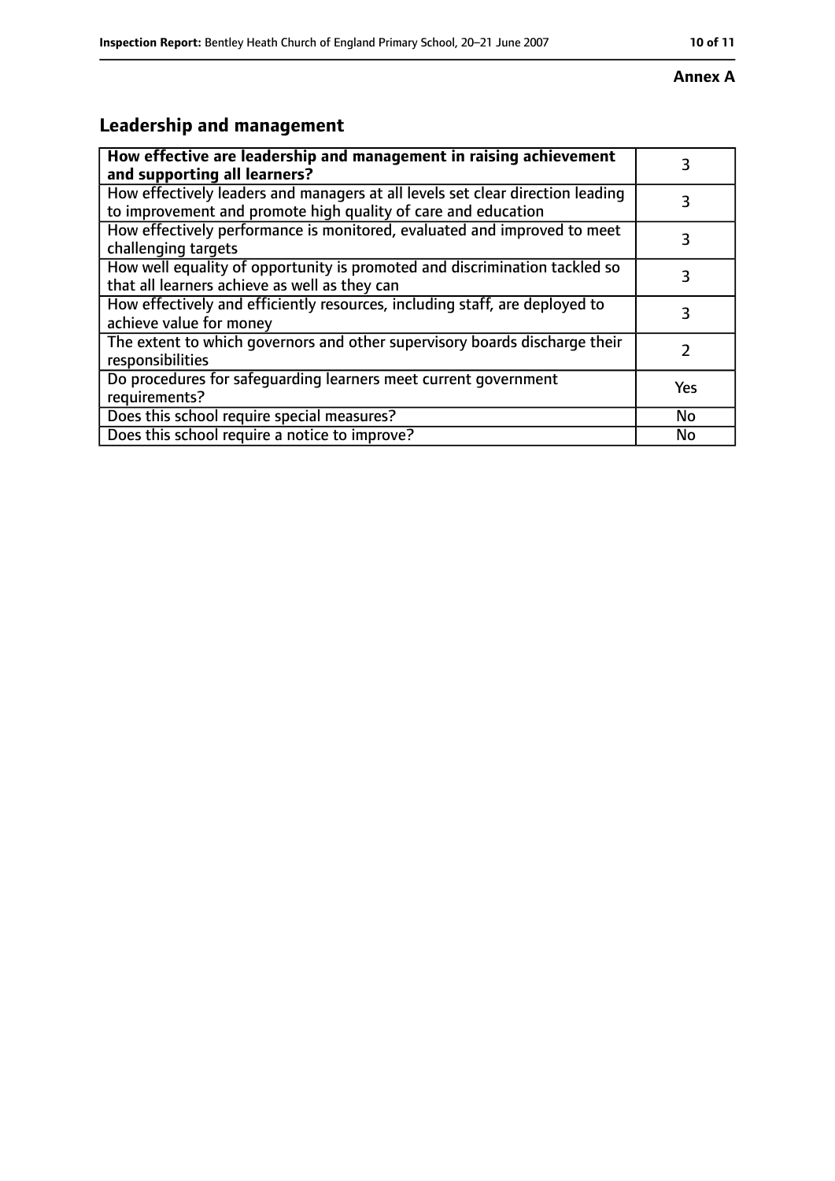**Annex A**

## Leadership and management

| **How effective are leadership and management in raising achievement and supporting all learners?** | 3 |
|---|---|
| How effectively leaders and managers at all levels set clear direction leading to improvement and promote high quality of care and education | 3 |
| How effectively performance is monitored, evaluated and improved to meet challenging targets | 3 |
| How well equality of opportunity is promoted and discrimination tackled so that all learners achieve as well as they can | 3 |
| How effectively and efficiently resources, including staff, are deployed to achieve value for money | 3 |
| The extent to which governors and other supervisory boards discharge their responsibilities | 2 |
| Do procedures for safeguarding learners meet current government requirements? | Yes |
| Does this school require special measures? | No |
| Does this school require a notice to improve? | No |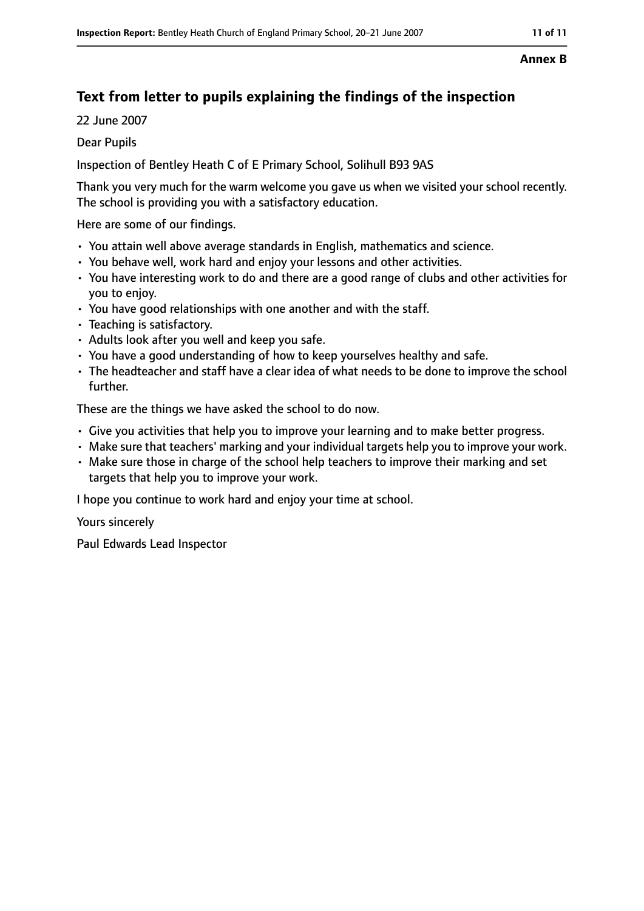**Annex B**

## Text from letter to pupils explaining the findings of the inspection

22 June 2007

Dear Pupils

Inspection of Bentley Heath C of E Primary School, Solihull B93 9AS

Thank you very much for the warm welcome you gave us when we visited your school recently. The school is providing you with a satisfactory education.

Here are some of our findings.

- You attain well above average standards in English, mathematics and science.
- You behave well, work hard and enjoy your lessons and other activities.
- You have interesting work to do and there are a good range of clubs and other activities for you to enjoy.
- You have good relationships with one another and with the staff.
- Teaching is satisfactory.
- Adults look after you well and keep you safe.
- You have a good understanding of how to keep yourselves healthy and safe.
- The headteacher and staff have a clear idea of what needs to be done to improve the school further.

These are the things we have asked the school to do now.

- Give you activities that help you to improve your learning and to make better progress.
- Make sure that teachers' marking and your individual targets help you to improve your work.
- Make sure those in charge of the school help teachers to improve their marking and set targets that help you to improve your work.

I hope you continue to work hard and enjoy your time at school.

Yours sincerely

Paul Edwards Lead Inspector